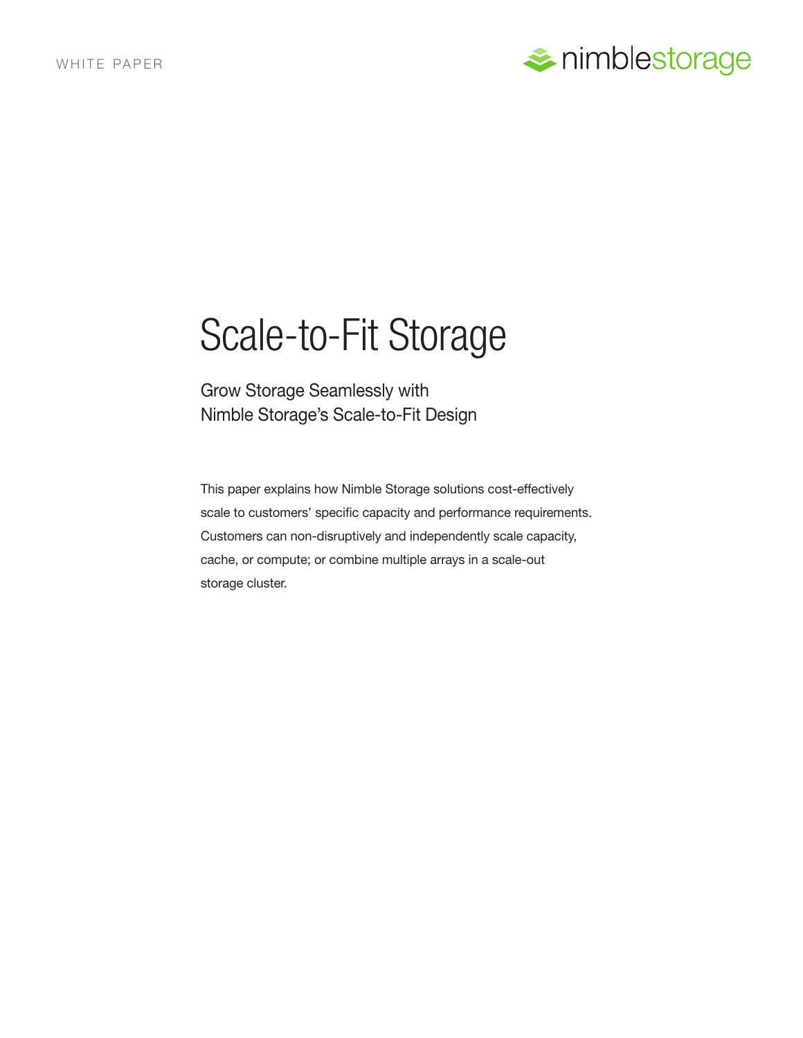WHITE PAPER

# Scale-to-Fit Storage

## Grow Storage Seamlessly with Nimble Storage's Scale-to-Fit Design

This paper explains how Nimble Storage solutions cost-effectively scale to customers' specific capacity and performance requirements. Customers can non-disruptively and independently scale capacity, cache, or compute; or combine multiple arrays in a scale-out storage cluster.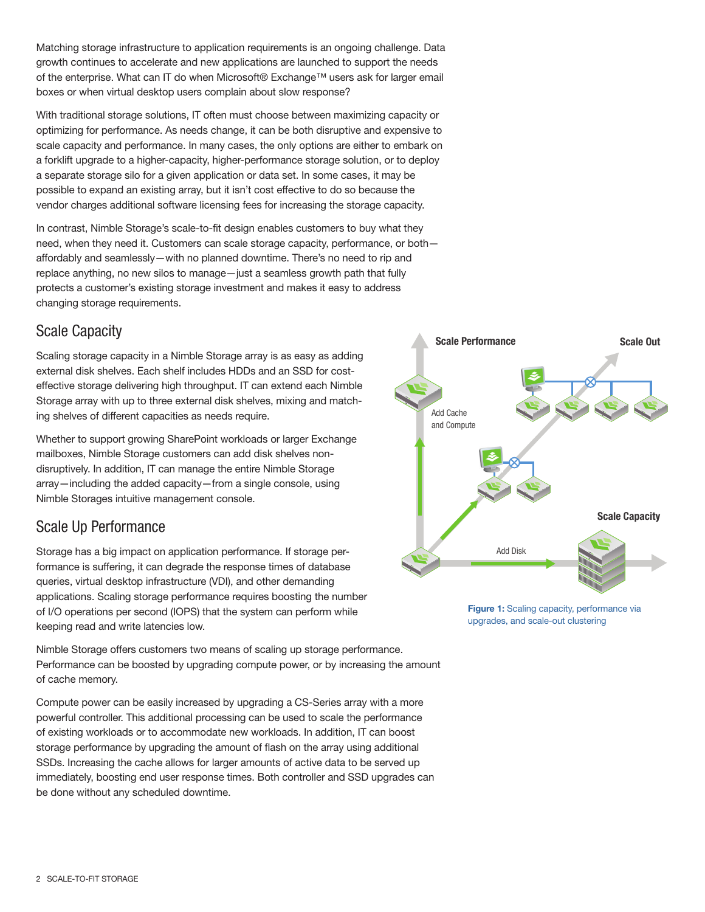Matching storage infrastructure to application requirements is an ongoing challenge. Data growth continues to accelerate and new applications are launched to support the needs of the enterprise. What can IT do when Microsoft® Exchange™ users ask for larger email boxes or when virtual desktop users complain about slow response?

With traditional storage solutions, IT often must choose between maximizing capacity or optimizing for performance. As needs change, it can be both disruptive and expensive to scale capacity and performance. In many cases, the only options are either to embark on a forklift upgrade to a higher-capacity, higher-performance storage solution, or to deploy a separate storage silo for a given application or data set. In some cases, it may be possible to expand an existing array, but it isn't cost effective to do so because the vendor charges additional software licensing fees for increasing the storage capacity.

In contrast, Nimble Storage's scale-to-fit design enables customers to buy what they need, when they need it. Customers can scale storage capacity, performance, or both—affordably and seamlessly—with no planned downtime. There's no need to rip and replace anything, no new silos to manage—just a seamless growth path that fully protects a customer's existing storage investment and makes it easy to address changing storage requirements.

## Scale Capacity

Scaling storage capacity in a Nimble Storage array is as easy as adding external disk shelves. Each shelf includes HDDs and an SSD for cost-effective storage delivering high throughput. IT can extend each Nimble Storage array with up to three external disk shelves, mixing and matching shelves of different capacities as needs require.

Whether to support growing SharePoint workloads or larger Exchange mailboxes, Nimble Storage customers can add disk shelves non-disruptively. In addition, IT can manage the entire Nimble Storage array—including the added capacity—from a single console, using Nimble Storages intuitive management console.

Scale Performance

Scale Out

Add Cache and Compute

Scale Capacity

Add Disk

**Figure 1:** Scaling capacity, performance via upgrades, and scale-out clustering

## Scale Up Performance

Storage has a big impact on application performance. If storage performance is suffering, it can degrade the response times of database queries, virtual desktop infrastructure (VDI), and other demanding applications. Scaling storage performance requires boosting the number of I/O operations per second (IOPS) that the system can perform while keeping read and write latencies low.

Nimble Storage offers customers two means of scaling up storage performance. Performance can be boosted by upgrading compute power, or by increasing the amount of cache memory.

Compute power can be easily increased by upgrading a CS-Series array with a more powerful controller. This additional processing can be used to scale the performance of existing workloads or to accommodate new workloads. In addition, IT can boost storage performance by upgrading the amount of flash on the array using additional SSDs. Increasing the cache allows for larger amounts of active data to be served up immediately, boosting end user response times. Both controller and SSD upgrades can be done without any scheduled downtime.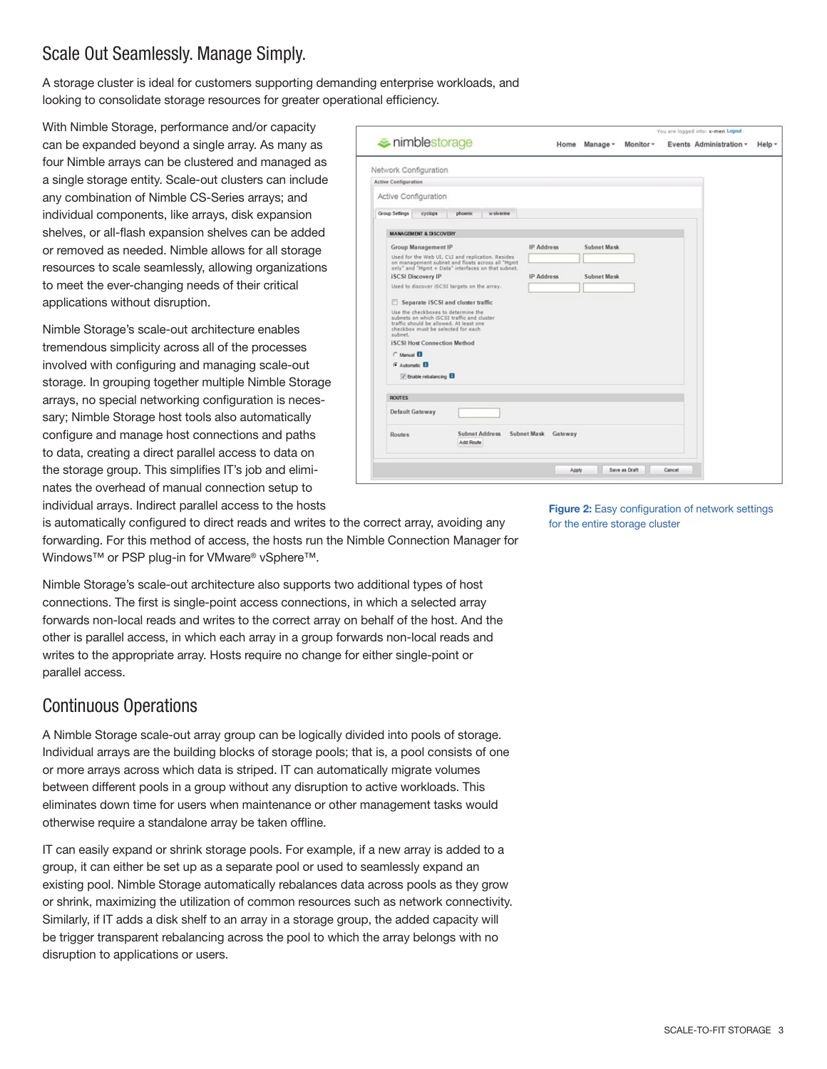## Scale Out Seamlessly. Manage Simply.

A storage cluster is ideal for customers supporting demanding enterprise workloads, and looking to consolidate storage resources for greater operational efficiency.

With Nimble Storage, performance and/or capacity can be expanded beyond a single array. As many as four Nimble arrays can be clustered and managed as a single storage entity. Scale-out clusters can include any combination of Nimble CS-Series arrays; and individual components, like arrays, disk expansion shelves, or all-flash expansion shelves can be added or removed as needed. Nimble allows for all storage resources to scale seamlessly, allowing organizations to meet the ever-changing needs of their critical applications without disruption.

Nimble Storage's scale-out architecture enables tremendous simplicity across all of the processes involved with configuring and managing scale-out storage. In grouping together multiple Nimble Storage arrays, no special networking configuration is necessary; Nimble Storage host tools also automatically configure and manage host connections and paths to data, creating a direct parallel access to data on the storage group. This simplifies IT's job and eliminates the overhead of manual connection setup to individual arrays. Indirect parallel access to the hosts is automatically configured to direct reads and writes to the correct array, avoiding any forwarding. For this method of access, the hosts run the Nimble Connection Manager for Windows™ or PSP plug-in for VMware® vSphere™.

**Figure 2:** Easy configuration of network settings for the entire storage cluster

Nimble Storage's scale-out architecture also supports two additional types of host connections. The first is single-point access connections, in which a selected array forwards non-local reads and writes to the correct array on behalf of the host. And the other is parallel access, in which each array in a group forwards non-local reads and writes to the appropriate array. Hosts require no change for either single-point or parallel access.

## Continuous Operations

A Nimble Storage scale-out array group can be logically divided into pools of storage. Individual arrays are the building blocks of storage pools; that is, a pool consists of one or more arrays across which data is striped. IT can automatically migrate volumes between different pools in a group without any disruption to active workloads. This eliminates down time for users when maintenance or other management tasks would otherwise require a standalone array be taken offline.

IT can easily expand or shrink storage pools. For example, if a new array is added to a group, it can either be set up as a separate pool or used to seamlessly expand an existing pool. Nimble Storage automatically rebalances data across pools as they grow or shrink, maximizing the utilization of common resources such as network connectivity. Similarly, if IT adds a disk shelf to an array in a storage group, the added capacity will be trigger transparent rebalancing across the pool to which the array belongs with no disruption to applications or users.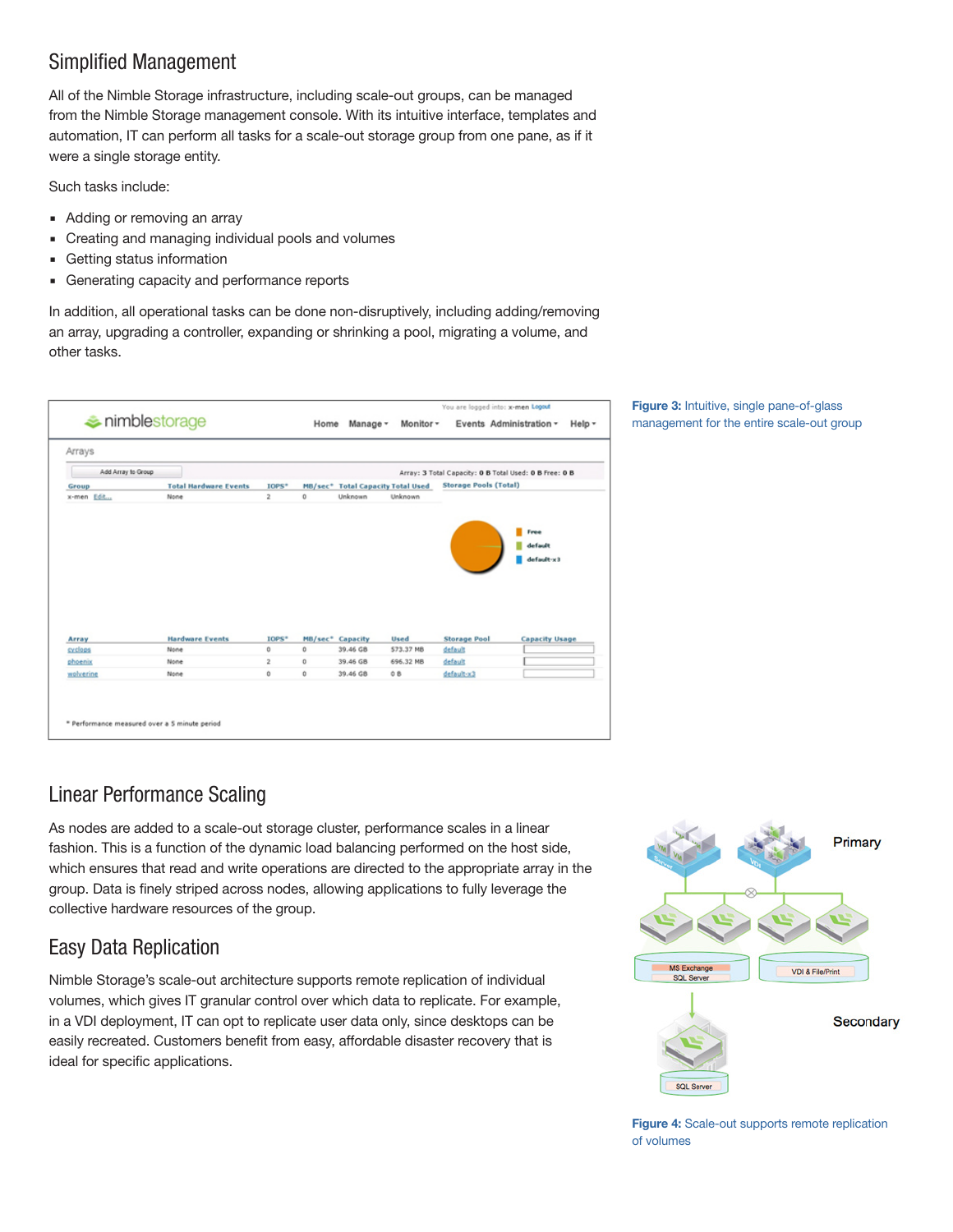## Simplified Management

All of the Nimble Storage infrastructure, including scale-out groups, can be managed from the Nimble Storage management console. With its intuitive interface, templates and automation, IT can perform all tasks for a scale-out storage group from one pane, as if it were a single storage entity.

Such tasks include:

- Adding or removing an array
- Creating and managing individual pools and volumes
- Getting status information
- Generating capacity and performance reports

In addition, all operational tasks can be done non-disruptively, including adding/removing an array, upgrading a controller, expanding or shrinking a pool, migrating a volume, and other tasks.

**Figure 3:** Intuitive, single pane-of-glass management for the entire scale-out group

## Linear Performance Scaling

As nodes are added to a scale-out storage cluster, performance scales in a linear fashion. This is a function of the dynamic load balancing performed on the host side, which ensures that read and write operations are directed to the appropriate array in the group. Data is finely striped across nodes, allowing applications to fully leverage the collective hardware resources of the group.

## Easy Data Replication

Nimble Storage's scale-out architecture supports remote replication of individual volumes, which gives IT granular control over which data to replicate. For example, in a VDI deployment, IT can opt to replicate user data only, since desktops can be easily recreated. Customers benefit from easy, affordable disaster recovery that is ideal for specific applications.

**Figure 4:** Scale-out supports remote replication of volumes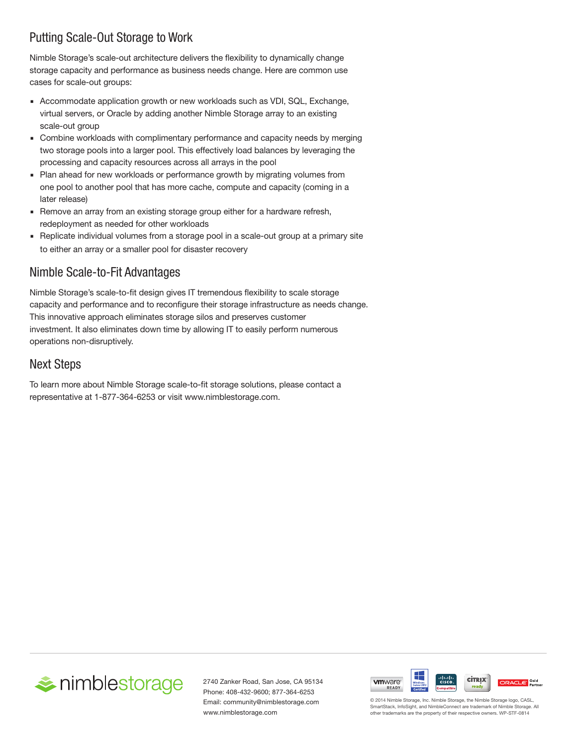## Putting Scale-Out Storage to Work

Nimble Storage's scale-out architecture delivers the flexibility to dynamically change storage capacity and performance as business needs change. Here are common use cases for scale-out groups:

- Accommodate application growth or new workloads such as VDI, SQL, Exchange, virtual servers, or Oracle by adding another Nimble Storage array to an existing scale-out group
- Combine workloads with complimentary performance and capacity needs by merging two storage pools into a larger pool. This effectively load balances by leveraging the processing and capacity resources across all arrays in the pool
- Plan ahead for new workloads or performance growth by migrating volumes from one pool to another pool that has more cache, compute and capacity (coming in a later release)
- Remove an array from an existing storage group either for a hardware refresh, redeployment as needed for other workloads
- Replicate individual volumes from a storage pool in a scale-out group at a primary site to either an array or a smaller pool for disaster recovery

## Nimble Scale-to-Fit Advantages

Nimble Storage's scale-to-fit design gives IT tremendous flexibility to scale storage capacity and performance and to reconfigure their storage infrastructure as needs change. This innovative approach eliminates storage silos and preserves customer investment. It also eliminates down time by allowing IT to easily perform numerous operations non-disruptively.

## Next Steps

To learn more about Nimble Storage scale-to-fit storage solutions, please contact a representative at 1-877-364-6253 or visit www.nimblestorage.com.

nimblestorage

2740 Zanker Road, San Jose, CA 95134
Phone: 408-432-9600; 877-364-6253
Email: community@nimblestorage.com
www.nimblestorage.com

© 2014 Nimble Storage, Inc. Nimble Storage, the Nimble Storage logo, CASL, SmartStack, InfoSight, and NimbleConnect are trademark of Nimble Storage. All other trademarks are the property of their respective owners. WP-STF-0814